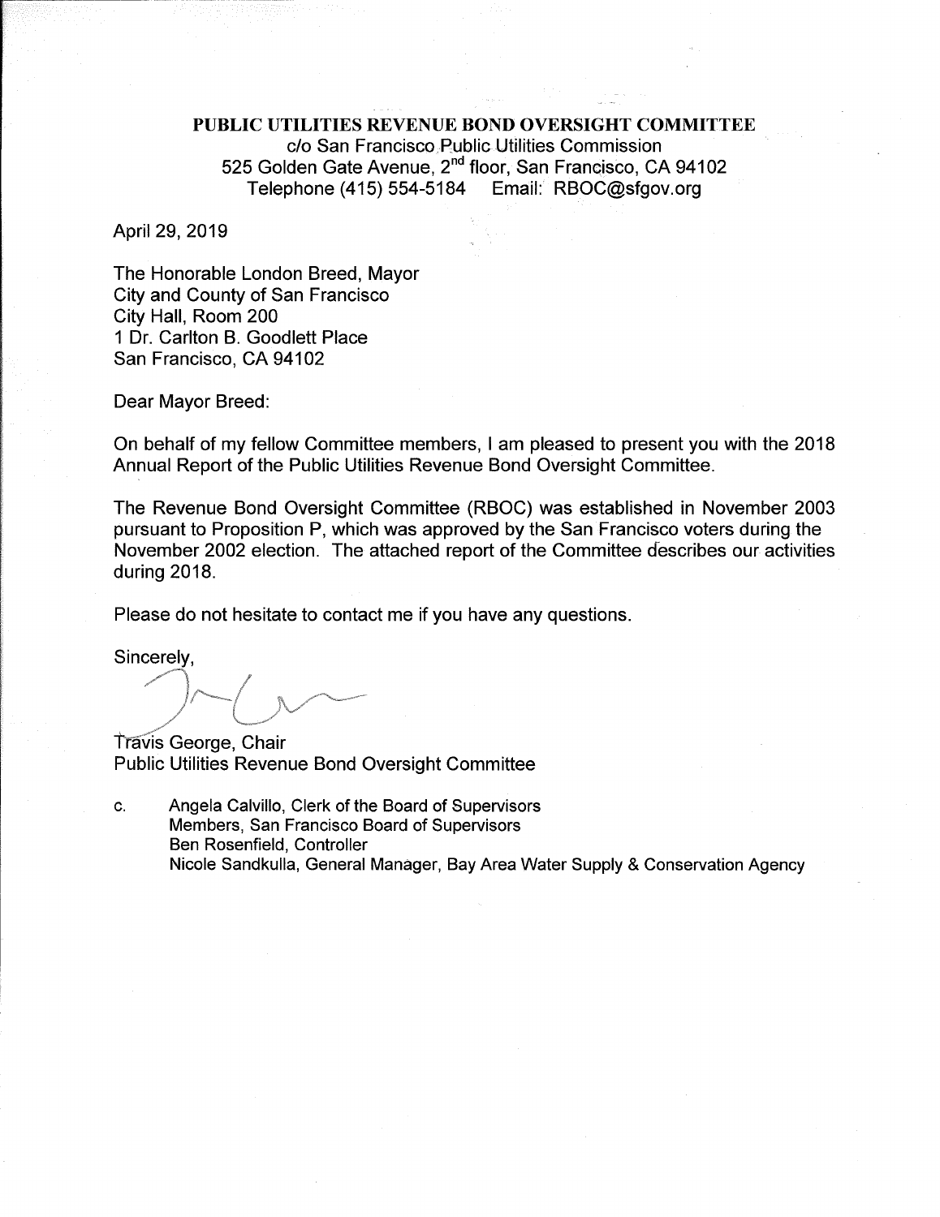**PUBLIC UTILITIES REVENUE BOND OVERSIGHT COMMITTEE**
c/o San Francisco Public Utilities Commission
525 Golden Gate Avenue, 2nd floor, San Francisco, CA 94102
Telephone (415) 554-5184 Email: RBOC@sfgov.org

April 29, 2019

The Honorable London Breed, Mayor
City and County of San Francisco
City Hall, Room 200
1 Dr. Carlton B. Goodlett Place
San Francisco, CA 94102

Dear Mayor Breed:

On behalf of my fellow Committee members, I am pleased to present you with the 2018 Annual Report of the Public Utilities Revenue Bond Oversight Committee.

The Revenue Bond Oversight Committee (RBOC) was established in November 2003 pursuant to Proposition P, which was approved by the San Francisco voters during the November 2002 election. The attached report of the Committee describes our activities during 2018.

Please do not hesitate to contact me if you have any questions.

Sincerely,

Travis George, Chair
Public Utilities Revenue Bond Oversight Committee

c. Angela Calvillo, Clerk of the Board of Supervisors
Members, San Francisco Board of Supervisors
Ben Rosenfield, Controller
Nicole Sandkulla, General Manager, Bay Area Water Supply & Conservation Agency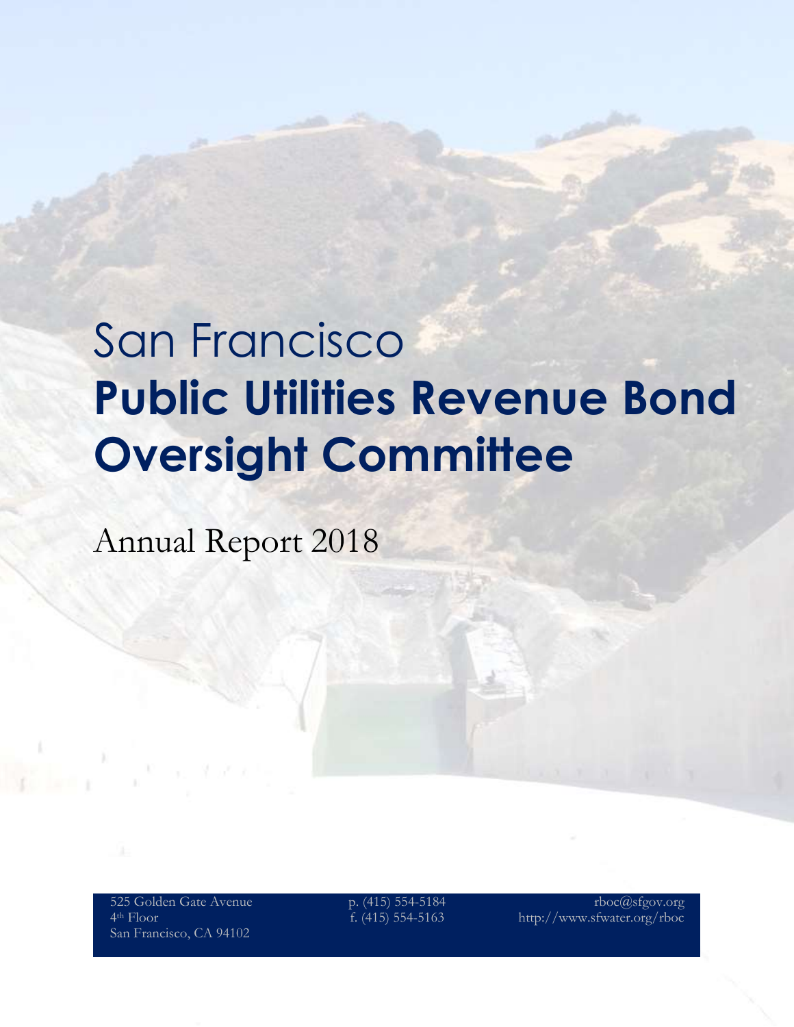# San Francisco

# **Public Utilities Revenue Bond Oversight Committee**

## Annual Report 2018

525 Golden Gate Avenue
4th Floor
San Francisco, CA 94102

p. (415) 554-5184
f. (415) 554-5163

rboc@sfgov.org
http://www.sfwater.org/rboc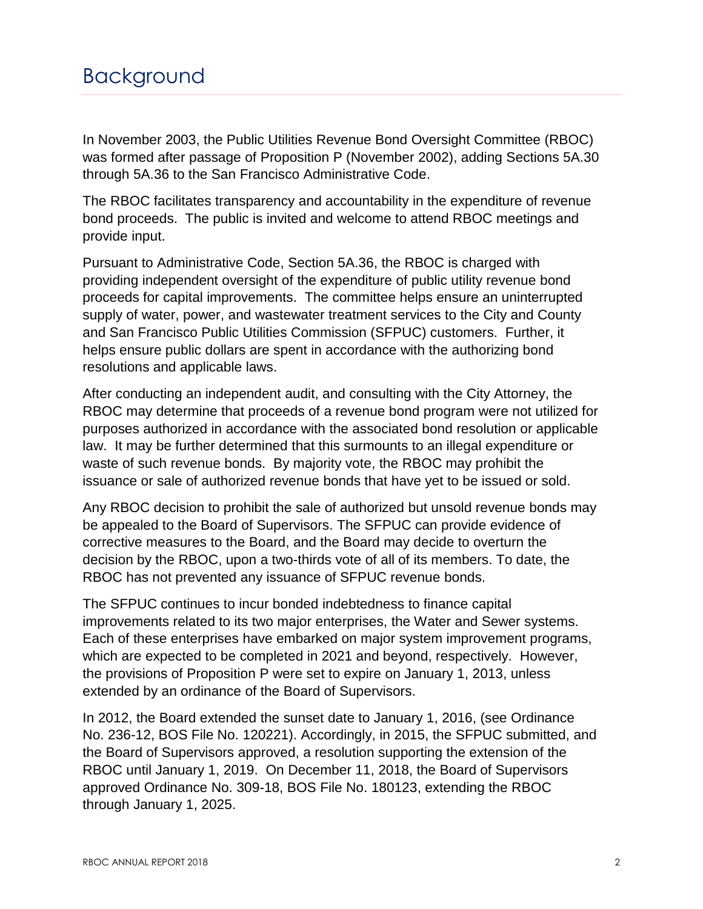# Background

In November 2003, the Public Utilities Revenue Bond Oversight Committee (RBOC) was formed after passage of Proposition P (November 2002), adding Sections 5A.30 through 5A.36 to the San Francisco Administrative Code.

The RBOC facilitates transparency and accountability in the expenditure of revenue bond proceeds. The public is invited and welcome to attend RBOC meetings and provide input.

Pursuant to Administrative Code, Section 5A.36, the RBOC is charged with providing independent oversight of the expenditure of public utility revenue bond proceeds for capital improvements. The committee helps ensure an uninterrupted supply of water, power, and wastewater treatment services to the City and County and San Francisco Public Utilities Commission (SFPUC) customers. Further, it helps ensure public dollars are spent in accordance with the authorizing bond resolutions and applicable laws.

After conducting an independent audit, and consulting with the City Attorney, the RBOC may determine that proceeds of a revenue bond program were not utilized for purposes authorized in accordance with the associated bond resolution or applicable law. It may be further determined that this surmounts to an illegal expenditure or waste of such revenue bonds. By majority vote, the RBOC may prohibit the issuance or sale of authorized revenue bonds that have yet to be issued or sold.

Any RBOC decision to prohibit the sale of authorized but unsold revenue bonds may be appealed to the Board of Supervisors. The SFPUC can provide evidence of corrective measures to the Board, and the Board may decide to overturn the decision by the RBOC, upon a two-thirds vote of all of its members. To date, the RBOC has not prevented any issuance of SFPUC revenue bonds.

The SFPUC continues to incur bonded indebtedness to finance capital improvements related to its two major enterprises, the Water and Sewer systems. Each of these enterprises have embarked on major system improvement programs, which are expected to be completed in 2021 and beyond, respectively. However, the provisions of Proposition P were set to expire on January 1, 2013, unless extended by an ordinance of the Board of Supervisors.

In 2012, the Board extended the sunset date to January 1, 2016, (see Ordinance No. 236-12, BOS File No. 120221). Accordingly, in 2015, the SFPUC submitted, and the Board of Supervisors approved, a resolution supporting the extension of the RBOC until January 1, 2019. On December 11, 2018, the Board of Supervisors approved Ordinance No. 309-18, BOS File No. 180123, extending the RBOC through January 1, 2025.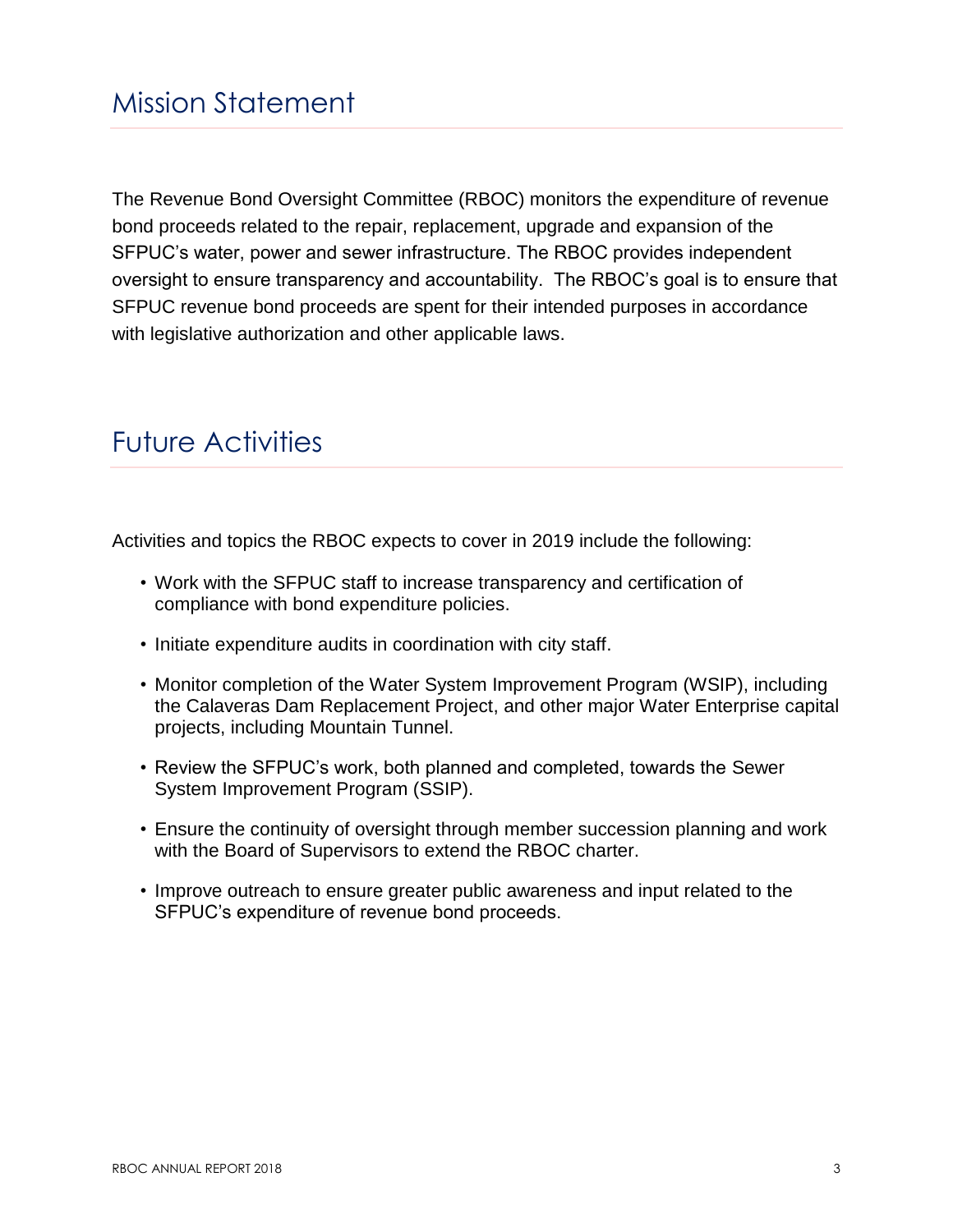## Mission Statement

The Revenue Bond Oversight Committee (RBOC) monitors the expenditure of revenue bond proceeds related to the repair, replacement, upgrade and expansion of the SFPUC's water, power and sewer infrastructure. The RBOC provides independent oversight to ensure transparency and accountability. The RBOC's goal is to ensure that SFPUC revenue bond proceeds are spent for their intended purposes in accordance with legislative authorization and other applicable laws.

## Future Activities

Activities and topics the RBOC expects to cover in 2019 include the following:

- Work with the SFPUC staff to increase transparency and certification of compliance with bond expenditure policies.
- Initiate expenditure audits in coordination with city staff.
- Monitor completion of the Water System Improvement Program (WSIP), including the Calaveras Dam Replacement Project, and other major Water Enterprise capital projects, including Mountain Tunnel.
- Review the SFPUC's work, both planned and completed, towards the Sewer System Improvement Program (SSIP).
- Ensure the continuity of oversight through member succession planning and work with the Board of Supervisors to extend the RBOC charter.
- Improve outreach to ensure greater public awareness and input related to the SFPUC's expenditure of revenue bond proceeds.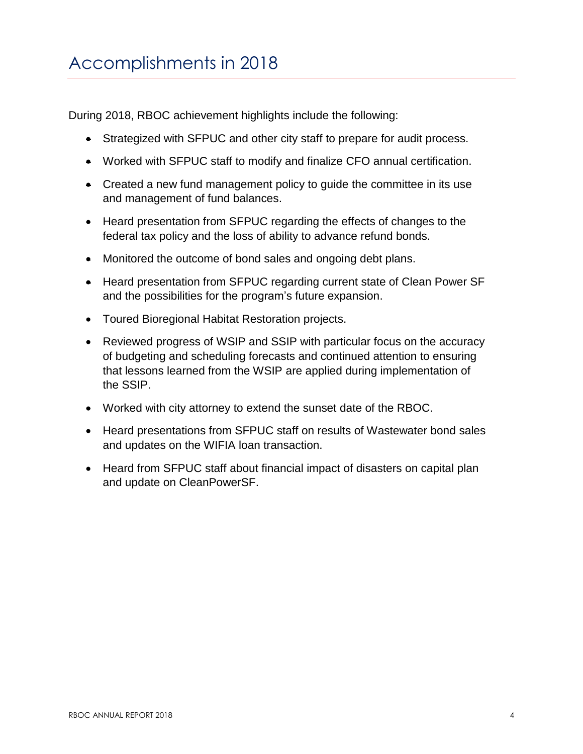# Accomplishments in 2018

During 2018, RBOC achievement highlights include the following:

- Strategized with SFPUC and other city staff to prepare for audit process.
- Worked with SFPUC staff to modify and finalize CFO annual certification.
- Created a new fund management policy to guide the committee in its use and management of fund balances.
- Heard presentation from SFPUC regarding the effects of changes to the federal tax policy and the loss of ability to advance refund bonds.
- Monitored the outcome of bond sales and ongoing debt plans.
- Heard presentation from SFPUC regarding current state of Clean Power SF and the possibilities for the program's future expansion.
- Toured Bioregional Habitat Restoration projects.
- Reviewed progress of WSIP and SSIP with particular focus on the accuracy of budgeting and scheduling forecasts and continued attention to ensuring that lessons learned from the WSIP are applied during implementation of the SSIP.
- Worked with city attorney to extend the sunset date of the RBOC.
- Heard presentations from SFPUC staff on results of Wastewater bond sales and updates on the WIFIA loan transaction.
- Heard from SFPUC staff about financial impact of disasters on capital plan and update on CleanPowerSF.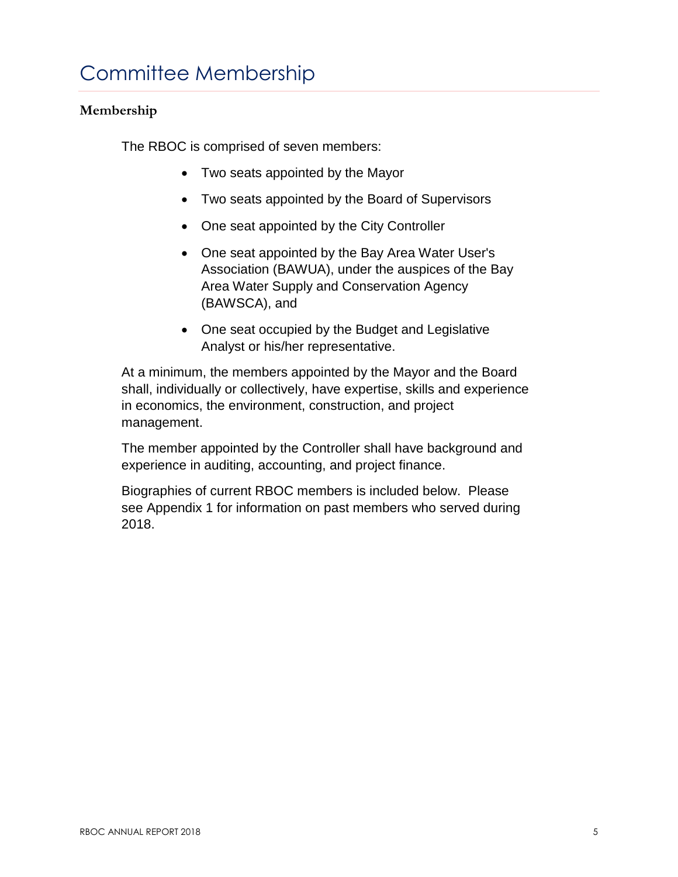# Committee Membership

### Membership

The RBOC is comprised of seven members:

- Two seats appointed by the Mayor
- Two seats appointed by the Board of Supervisors
- One seat appointed by the City Controller
- One seat appointed by the Bay Area Water User's Association (BAWUA), under the auspices of the Bay Area Water Supply and Conservation Agency (BAWSCA), and
- One seat occupied by the Budget and Legislative Analyst or his/her representative.

At a minimum, the members appointed by the Mayor and the Board shall, individually or collectively, have expertise, skills and experience in economics, the environment, construction, and project management.

The member appointed by the Controller shall have background and experience in auditing, accounting, and project finance.

Biographies of current RBOC members is included below. Please see Appendix 1 for information on past members who served during 2018.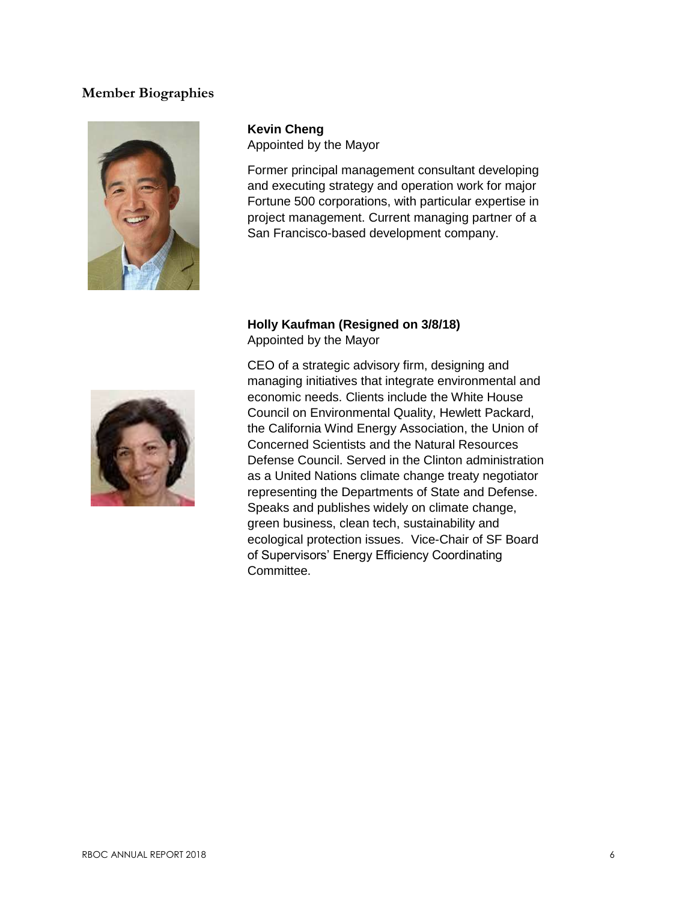## Member Biographies

**Kevin Cheng**
Appointed by the Mayor

Former principal management consultant developing and executing strategy and operation work for major Fortune 500 corporations, with particular expertise in project management. Current managing partner of a San Francisco-based development company.

**Holly Kaufman (Resigned on 3/8/18)**
Appointed by the Mayor

CEO of a strategic advisory firm, designing and managing initiatives that integrate environmental and economic needs. Clients include the White House Council on Environmental Quality, Hewlett Packard, the California Wind Energy Association, the Union of Concerned Scientists and the Natural Resources Defense Council. Served in the Clinton administration as a United Nations climate change treaty negotiator representing the Departments of State and Defense. Speaks and publishes widely on climate change, green business, clean tech, sustainability and ecological protection issues. Vice-Chair of SF Board of Supervisors' Energy Efficiency Coordinating Committee.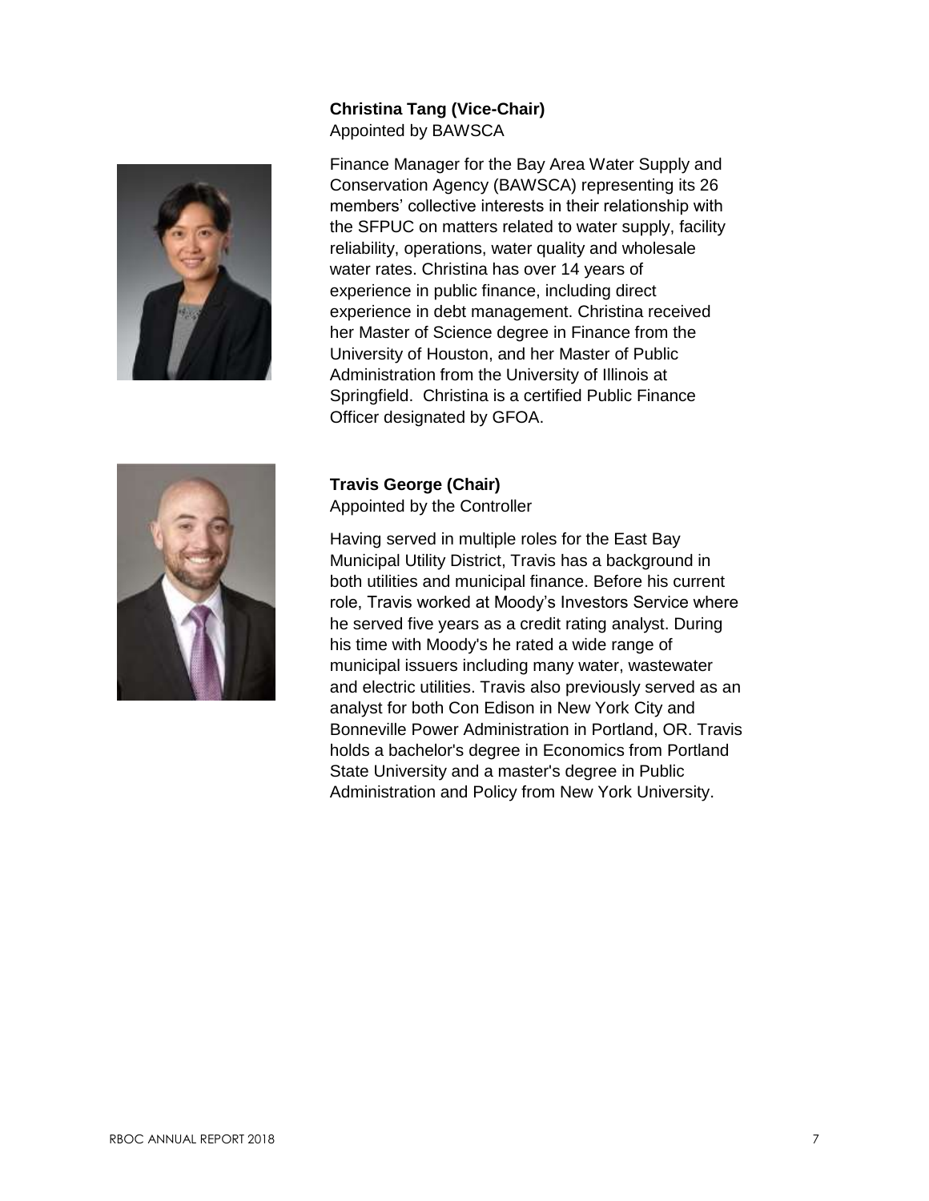**Christina Tang (Vice-Chair)**
Appointed by BAWSCA

Finance Manager for the Bay Area Water Supply and Conservation Agency (BAWSCA) representing its 26 members' collective interests in their relationship with the SFPUC on matters related to water supply, facility reliability, operations, water quality and wholesale water rates. Christina has over 14 years of experience in public finance, including direct experience in debt management. Christina received her Master of Science degree in Finance from the University of Houston, and her Master of Public Administration from the University of Illinois at Springfield. Christina is a certified Public Finance Officer designated by GFOA.

**Travis George (Chair)**
Appointed by the Controller

Having served in multiple roles for the East Bay Municipal Utility District, Travis has a background in both utilities and municipal finance. Before his current role, Travis worked at Moody's Investors Service where he served five years as a credit rating analyst. During his time with Moody's he rated a wide range of municipal issuers including many water, wastewater and electric utilities. Travis also previously served as an analyst for both Con Edison in New York City and Bonneville Power Administration in Portland, OR. Travis holds a bachelor's degree in Economics from Portland State University and a master's degree in Public Administration and Policy from New York University.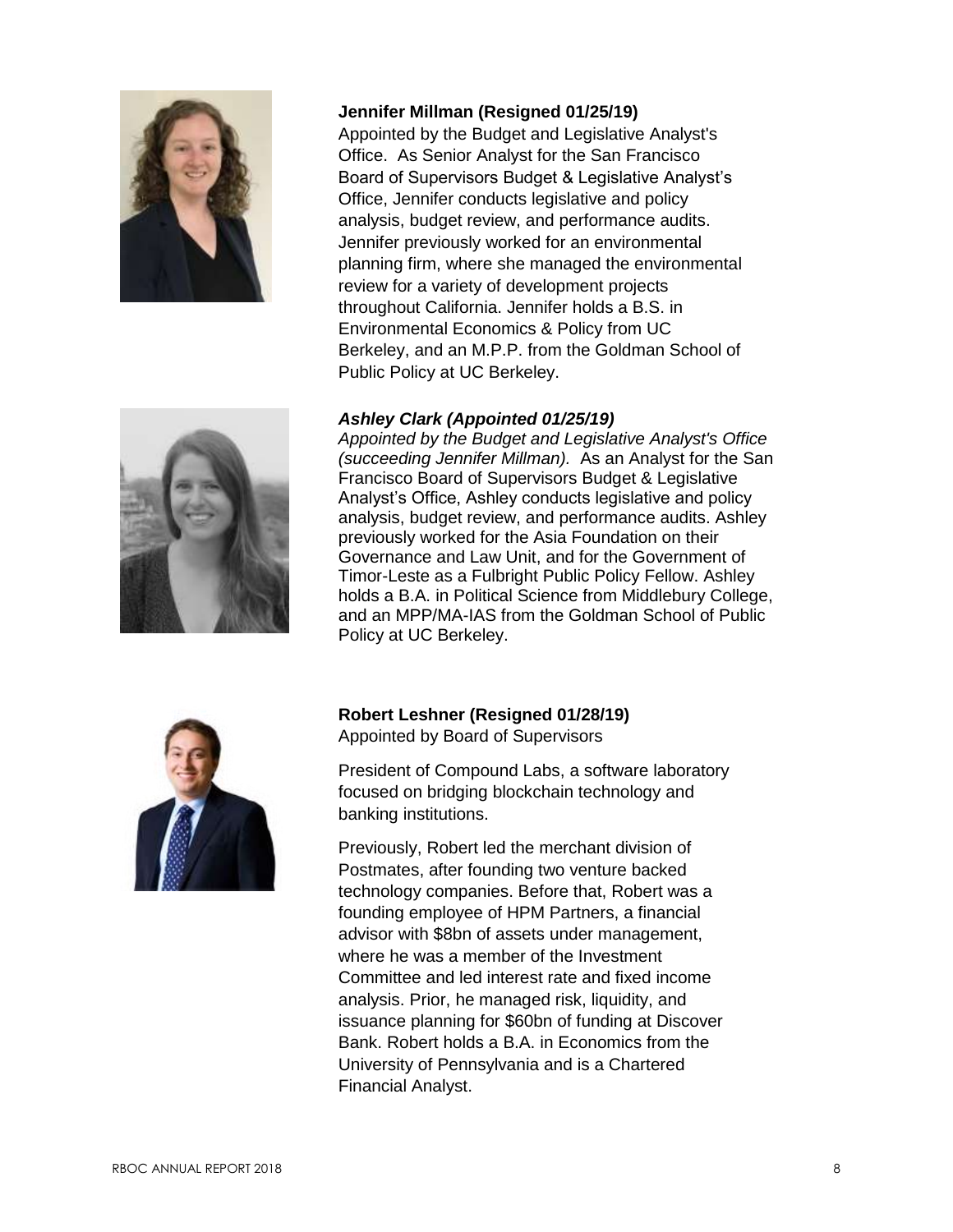**Jennifer Millman (Resigned 01/25/19)**
Appointed by the Budget and Legislative Analyst's Office. As Senior Analyst for the San Francisco Board of Supervisors Budget & Legislative Analyst's Office, Jennifer conducts legislative and policy analysis, budget review, and performance audits. Jennifer previously worked for an environmental planning firm, where she managed the environmental review for a variety of development projects throughout California. Jennifer holds a B.S. in Environmental Economics & Policy from UC Berkeley, and an M.P.P. from the Goldman School of Public Policy at UC Berkeley.

***Ashley Clark (Appointed 01/25/19)***
*Appointed by the Budget and Legislative Analyst's Office (succeeding Jennifer Millman).* As an Analyst for the San Francisco Board of Supervisors Budget & Legislative Analyst's Office, Ashley conducts legislative and policy analysis, budget review, and performance audits. Ashley previously worked for the Asia Foundation on their Governance and Law Unit, and for the Government of Timor-Leste as a Fulbright Public Policy Fellow. Ashley holds a B.A. in Political Science from Middlebury College, and an MPP/MA-IAS from the Goldman School of Public Policy at UC Berkeley.

**Robert Leshner (Resigned 01/28/19)**
Appointed by Board of Supervisors

President of Compound Labs, a software laboratory focused on bridging blockchain technology and banking institutions.

Previously, Robert led the merchant division of Postmates, after founding two venture backed technology companies. Before that, Robert was a founding employee of HPM Partners, a financial advisor with $8bn of assets under management, where he was a member of the Investment Committee and led interest rate and fixed income analysis. Prior, he managed risk, liquidity, and issuance planning for $60bn of funding at Discover Bank. Robert holds a B.A. in Economics from the University of Pennsylvania and is a Chartered Financial Analyst.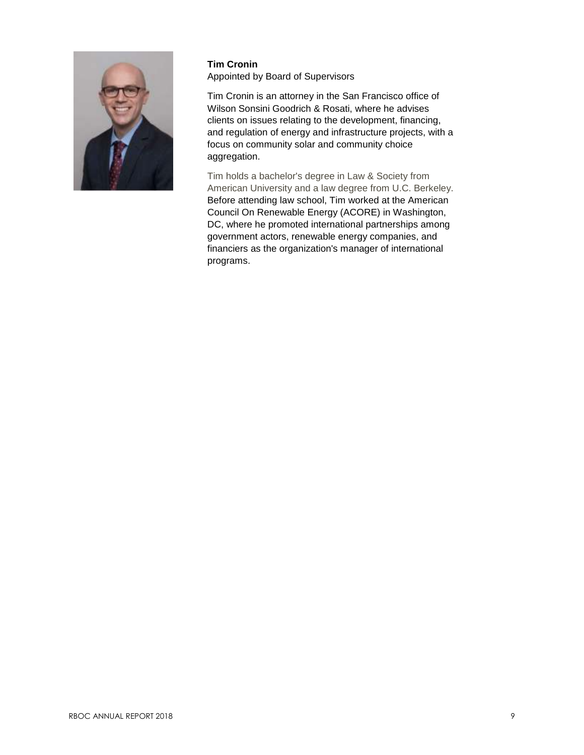**Tim Cronin**
Appointed by Board of Supervisors

Tim Cronin is an attorney in the San Francisco office of Wilson Sonsini Goodrich & Rosati, where he advises clients on issues relating to the development, financing, and regulation of energy and infrastructure projects, with a focus on community solar and community choice aggregation.

Tim holds a bachelor's degree in Law & Society from American University and a law degree from U.C. Berkeley. Before attending law school, Tim worked at the American Council On Renewable Energy (ACORE) in Washington, DC, where he promoted international partnerships among government actors, renewable energy companies, and financiers as the organization's manager of international programs.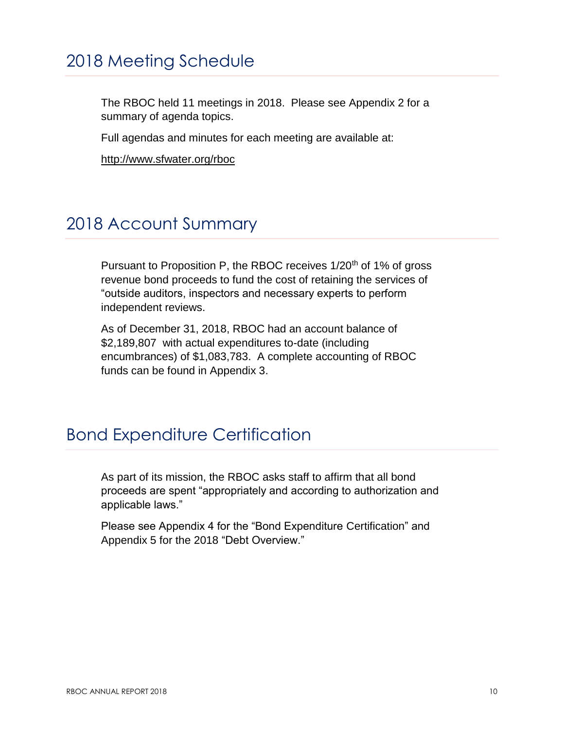## 2018 Meeting Schedule

The RBOC held 11 meetings in 2018. Please see Appendix 2 for a summary of agenda topics.

Full agendas and minutes for each meeting are available at:

http://www.sfwater.org/rboc

## 2018 Account Summary

Pursuant to Proposition P, the RBOC receives 1/20$^{th}$ of 1% of gross revenue bond proceeds to fund the cost of retaining the services of "outside auditors, inspectors and necessary experts to perform independent reviews.

As of December 31, 2018, RBOC had an account balance of $2,189,807 with actual expenditures to-date (including encumbrances) of $1,083,783. A complete accounting of RBOC funds can be found in Appendix 3.

## Bond Expenditure Certification

As part of its mission, the RBOC asks staff to affirm that all bond proceeds are spent "appropriately and according to authorization and applicable laws."

Please see Appendix 4 for the "Bond Expenditure Certification" and Appendix 5 for the 2018 "Debt Overview."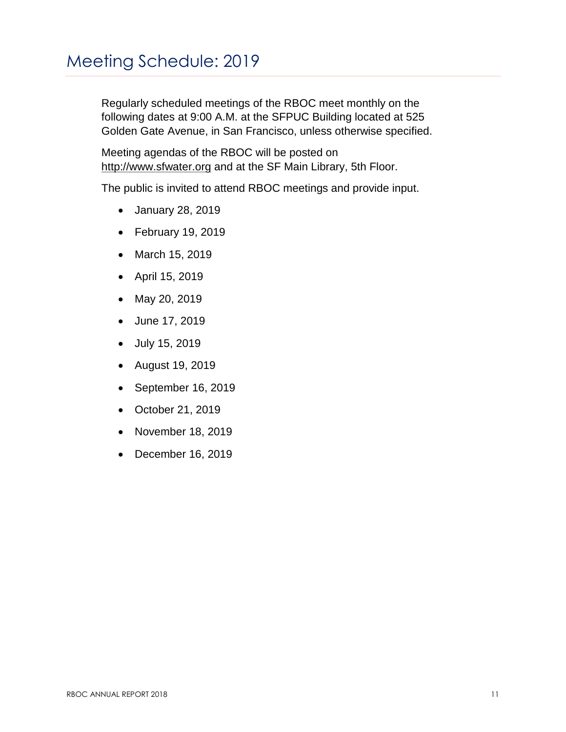# Meeting Schedule: 2019

Regularly scheduled meetings of the RBOC meet monthly on the following dates at 9:00 A.M. at the SFPUC Building located at 525 Golden Gate Avenue, in San Francisco, unless otherwise specified.

Meeting agendas of the RBOC will be posted on http://www.sfwater.org and at the SF Main Library, 5th Floor.

The public is invited to attend RBOC meetings and provide input.

- January 28, 2019
- February 19, 2019
- March 15, 2019
- April 15, 2019
- May 20, 2019
- June 17, 2019
- July 15, 2019
- August 19, 2019
- September 16, 2019
- October 21, 2019
- November 18, 2019
- December 16, 2019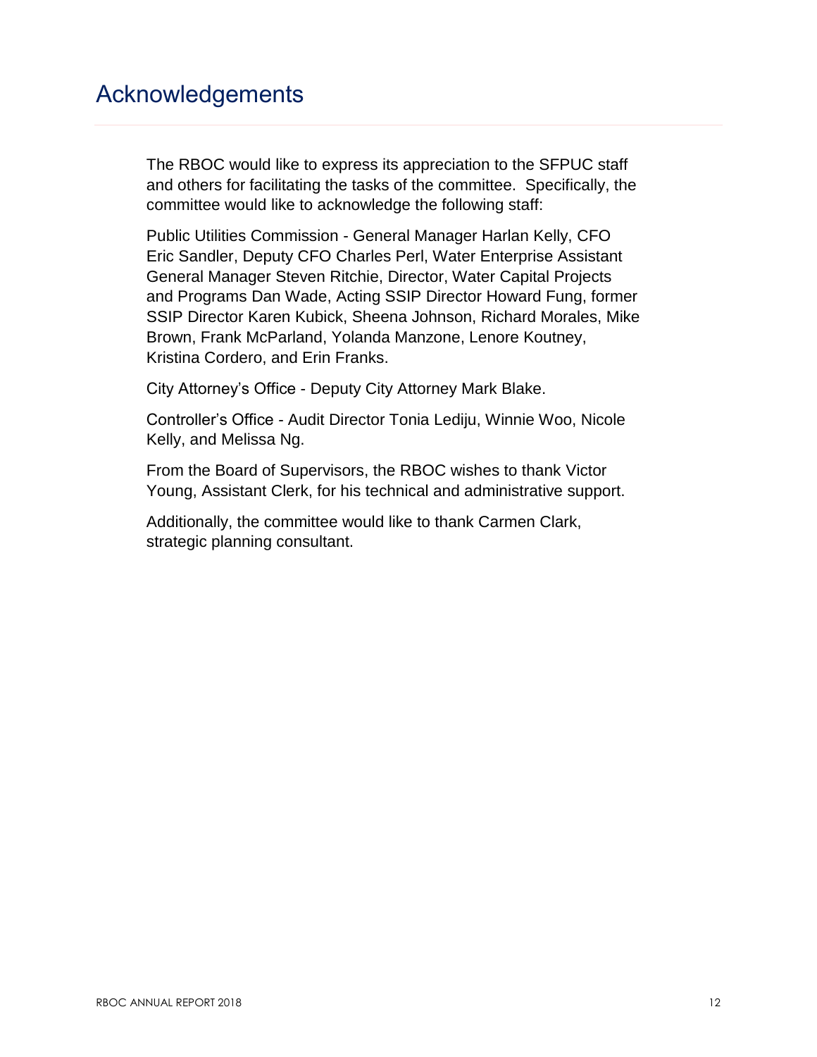# Acknowledgements

The RBOC would like to express its appreciation to the SFPUC staff and others for facilitating the tasks of the committee. Specifically, the committee would like to acknowledge the following staff:

Public Utilities Commission - General Manager Harlan Kelly, CFO Eric Sandler, Deputy CFO Charles Perl, Water Enterprise Assistant General Manager Steven Ritchie, Director, Water Capital Projects and Programs Dan Wade, Acting SSIP Director Howard Fung, former SSIP Director Karen Kubick, Sheena Johnson, Richard Morales, Mike Brown, Frank McParland, Yolanda Manzone, Lenore Koutney, Kristina Cordero, and Erin Franks.

City Attorney's Office - Deputy City Attorney Mark Blake.

Controller's Office - Audit Director Tonia Lediju, Winnie Woo, Nicole Kelly, and Melissa Ng.

From the Board of Supervisors, the RBOC wishes to thank Victor Young, Assistant Clerk, for his technical and administrative support.

Additionally, the committee would like to thank Carmen Clark, strategic planning consultant.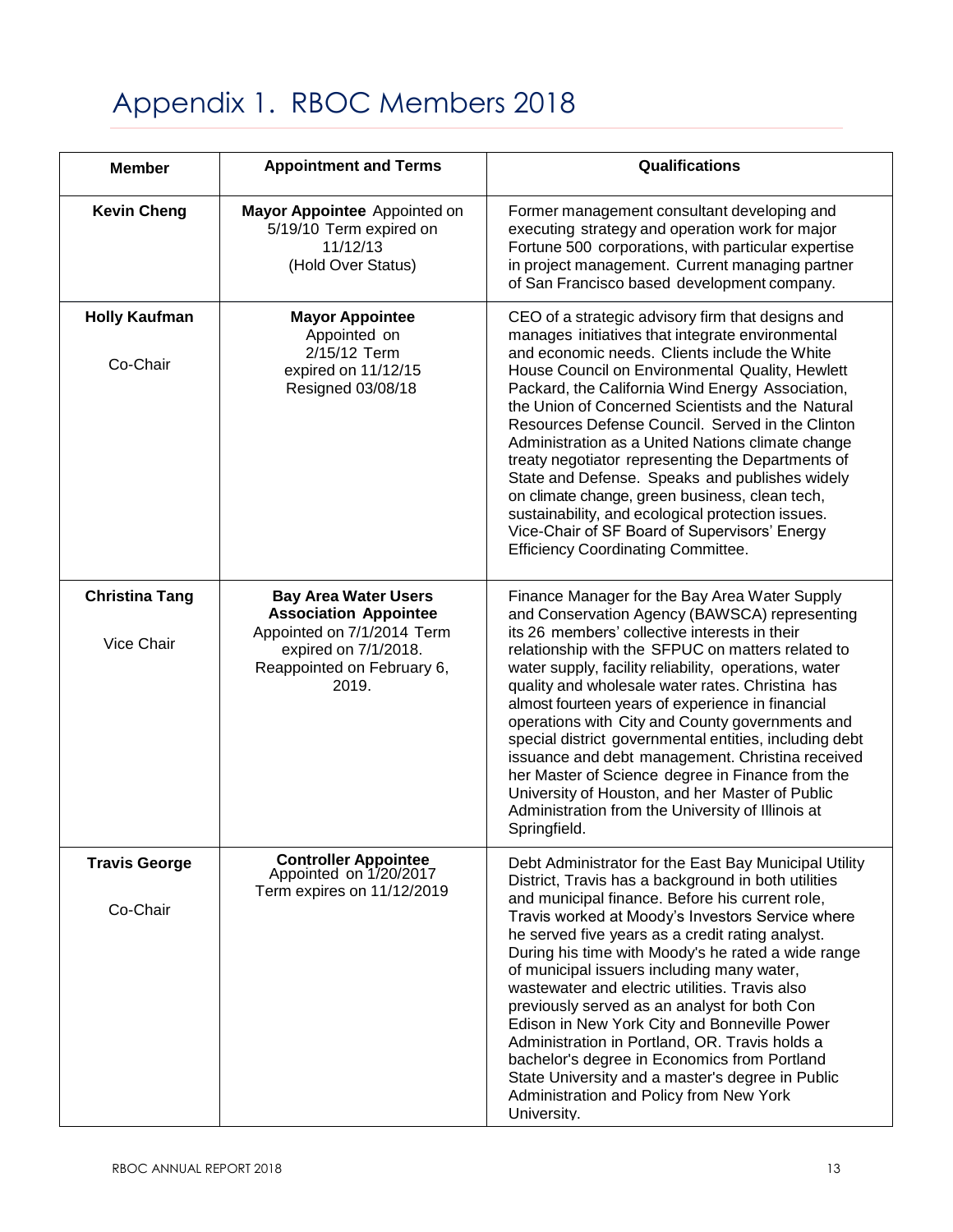# Appendix 1. RBOC Members 2018

| Member | Appointment and Terms | Qualifications |
|---|---|---|
| **Kevin Cheng** | **Mayor Appointee** Appointed on 5/19/10 Term expired on 11/12/13 (Hold Over Status) | Former management consultant developing and executing strategy and operation work for major Fortune 500 corporations, with particular expertise in project management. Current managing partner of San Francisco based development company. |
| **Holly Kaufman** Co-Chair | **Mayor Appointee** Appointed on 2/15/12 Term expired on 11/12/15 Resigned 03/08/18 | CEO of a strategic advisory firm that designs and manages initiatives that integrate environmental and economic needs. Clients include the White House Council on Environmental Quality, Hewlett Packard, the California Wind Energy Association, the Union of Concerned Scientists and the Natural Resources Defense Council. Served in the Clinton Administration as a United Nations climate change treaty negotiator representing the Departments of State and Defense. Speaks and publishes widely on climate change, green business, clean tech, sustainability, and ecological protection issues. Vice-Chair of SF Board of Supervisors' Energy Efficiency Coordinating Committee. |
| **Christina Tang** Vice Chair | **Bay Area Water Users Association Appointee** Appointed on 7/1/2014 Term expired on 7/1/2018. Reappointed on February 6, 2019. | Finance Manager for the Bay Area Water Supply and Conservation Agency (BAWSCA) representing its 26 members' collective interests in their relationship with the SFPUC on matters related to water supply, facility reliability, operations, water quality and wholesale water rates. Christina has almost fourteen years of experience in financial operations with City and County governments and special district governmental entities, including debt issuance and debt management. Christina received her Master of Science degree in Finance from the University of Houston, and her Master of Public Administration from the University of Illinois at Springfield. |
| **Travis George** Co-Chair | **Controller Appointee** Appointed on 1/20/2017 Term expires on 11/12/2019 | Debt Administrator for the East Bay Municipal Utility District, Travis has a background in both utilities and municipal finance. Before his current role, Travis worked at Moody's Investors Service where he served five years as a credit rating analyst. During his time with Moody's he rated a wide range of municipal issuers including many water, wastewater and electric utilities. Travis also previously served as an analyst for both Con Edison in New York City and Bonneville Power Administration in Portland, OR. Travis holds a bachelor's degree in Economics from Portland State University and a master's degree in Public Administration and Policy from New York University. |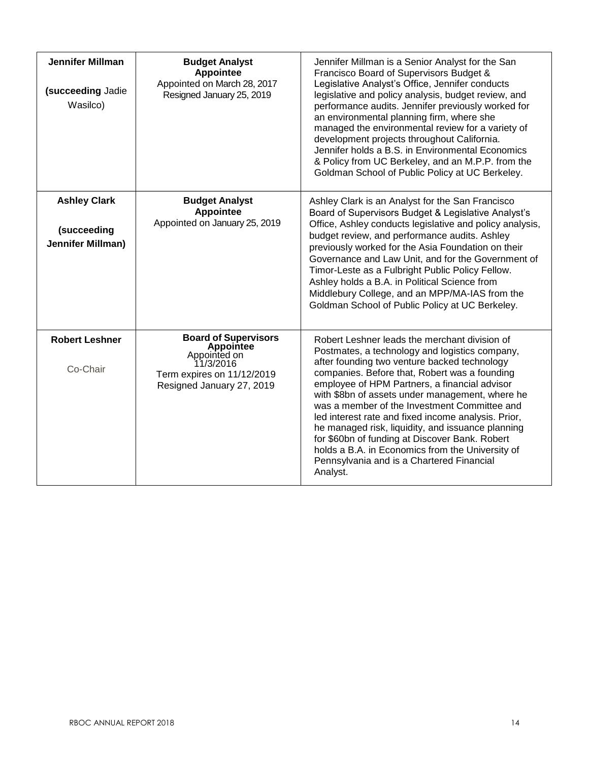| | | |
|---|---|---|
| **Jennifer Millman**<br><br>**(succeeding** Jadie Wasilco) | **Budget Analyst Appointee**<br>Appointed on March 28, 2017<br>Resigned January 25, 2019 | Jennifer Millman is a Senior Analyst for the San Francisco Board of Supervisors Budget & Legislative Analyst's Office, Jennifer conducts legislative and policy analysis, budget review, and performance audits. Jennifer previously worked for an environmental planning firm, where she managed the environmental review for a variety of development projects throughout California. Jennifer holds a B.S. in Environmental Economics & Policy from UC Berkeley, and an M.P.P. from the Goldman School of Public Policy at UC Berkeley. |
| **Ashley Clark**<br><br>**(succeeding Jennifer Millman)** | **Budget Analyst Appointee**<br>Appointed on January 25, 2019 | Ashley Clark is an Analyst for the San Francisco Board of Supervisors Budget & Legislative Analyst's Office, Ashley conducts legislative and policy analysis, budget review, and performance audits. Ashley previously worked for the Asia Foundation on their Governance and Law Unit, and for the Government of Timor-Leste as a Fulbright Public Policy Fellow. Ashley holds a B.A. in Political Science from Middlebury College, and an MPP/MA-IAS from the Goldman School of Public Policy at UC Berkeley. |
| **Robert Leshner**<br><br>Co-Chair | **Board of Supervisors Appointee**<br>Appointed on 11/3/2016<br>Term expires on 11/12/2019<br>Resigned January 27, 2019 | Robert Leshner leads the merchant division of Postmates, a technology and logistics company, after founding two venture backed technology companies. Before that, Robert was a founding employee of HPM Partners, a financial advisor with \$8bn of assets under management, where he was a member of the Investment Committee and led interest rate and fixed income analysis. Prior, he managed risk, liquidity, and issuance planning for \$60bn of funding at Discover Bank. Robert holds a B.A. in Economics from the University of Pennsylvania and is a Chartered Financial Analyst. |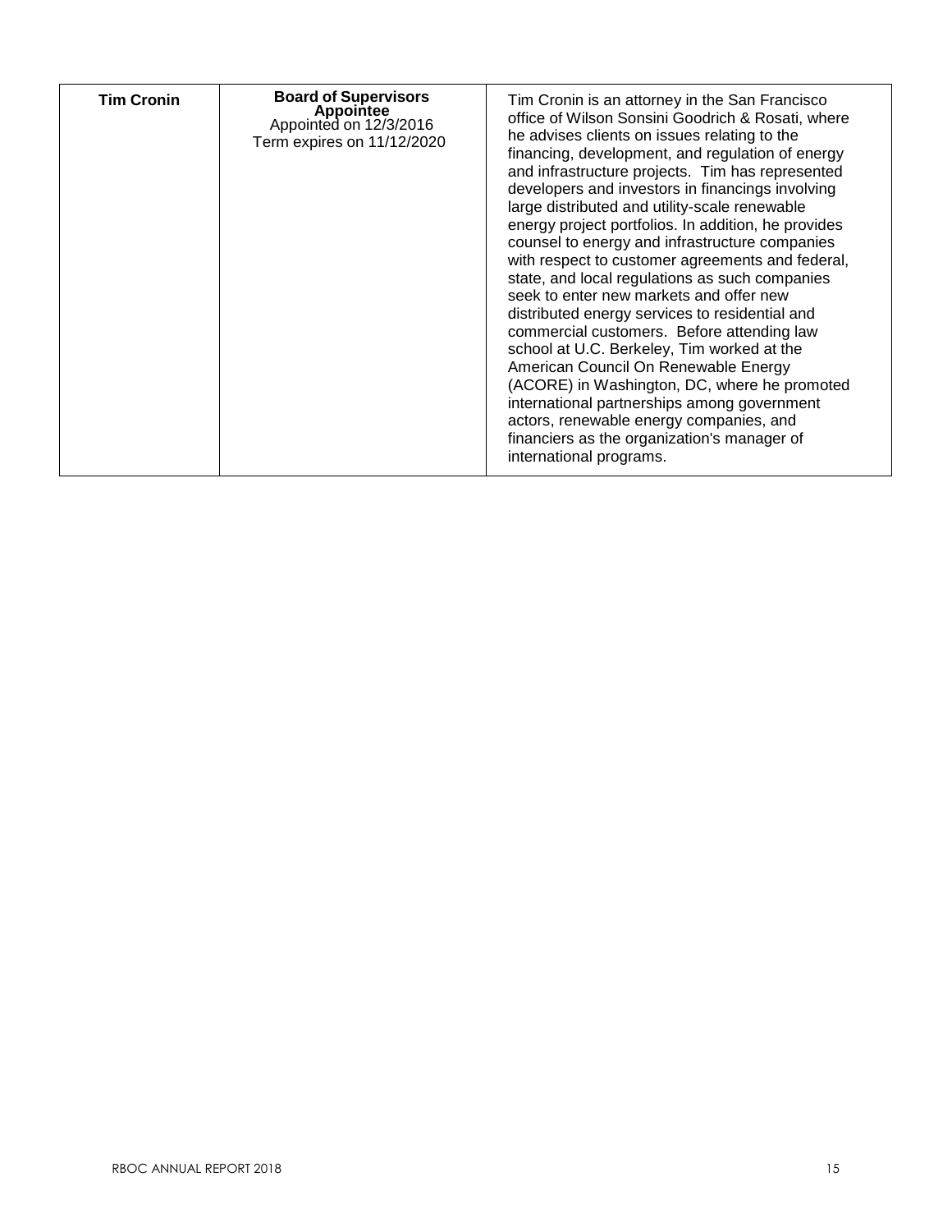| **Tim Cronin** | **Board of Supervisors Appointee** Appointed on 12/3/2016 Term expires on 11/12/2020 | Tim Cronin is an attorney in the San Francisco office of Wilson Sonsini Goodrich & Rosati, where he advises clients on issues relating to the financing, development, and regulation of energy and infrastructure projects. Tim has represented developers and investors in financings involving large distributed and utility-scale renewable energy project portfolios. In addition, he provides counsel to energy and infrastructure companies with respect to customer agreements and federal, state, and local regulations as such companies seek to enter new markets and offer new distributed energy services to residential and commercial customers. Before attending law school at U.C. Berkeley, Tim worked at the American Council On Renewable Energy (ACORE) in Washington, DC, where he promoted international partnerships among government actors, renewable energy companies, and financiers as the organization's manager of international programs. |
|---|---|---|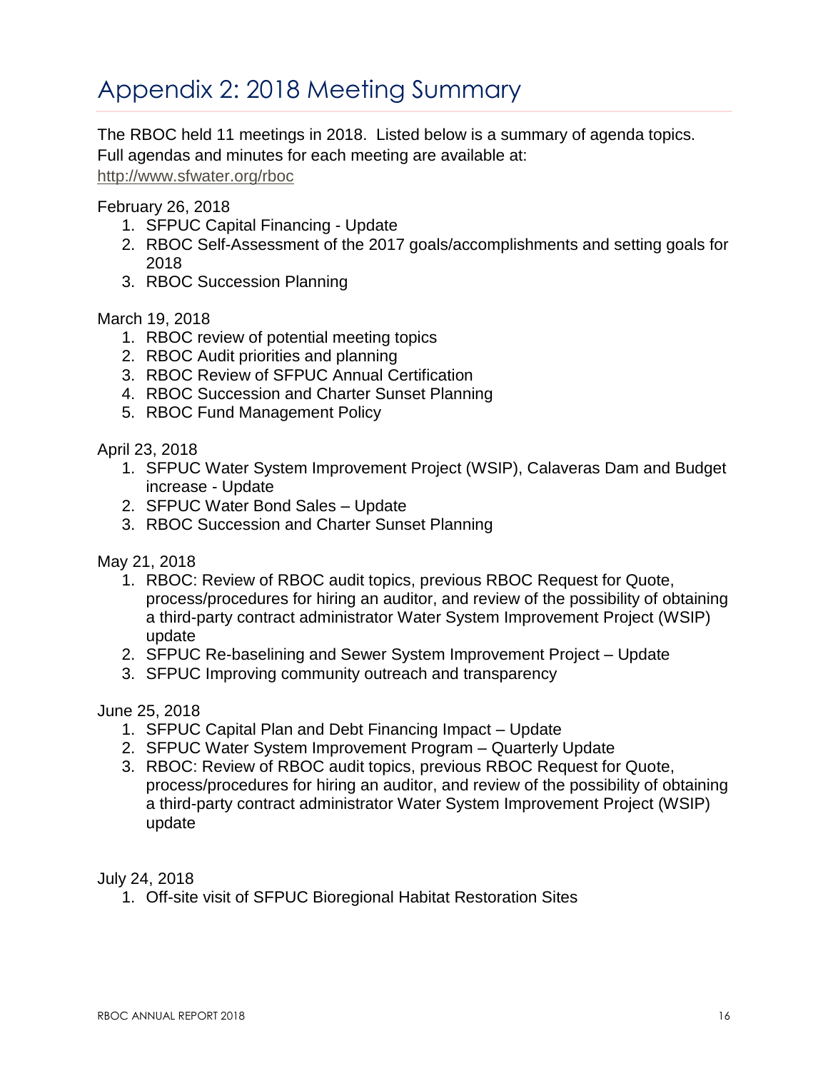# Appendix 2: 2018 Meeting Summary

The RBOC held 11 meetings in 2018. Listed below is a summary of agenda topics. Full agendas and minutes for each meeting are available at: http://www.sfwater.org/rboc

February 26, 2018

1. SFPUC Capital Financing - Update
2. RBOC Self-Assessment of the 2017 goals/accomplishments and setting goals for 2018
3. RBOC Succession Planning

March 19, 2018

1. RBOC review of potential meeting topics
2. RBOC Audit priorities and planning
3. RBOC Review of SFPUC Annual Certification
4. RBOC Succession and Charter Sunset Planning
5. RBOC Fund Management Policy

April 23, 2018

1. SFPUC Water System Improvement Project (WSIP), Calaveras Dam and Budget increase - Update
2. SFPUC Water Bond Sales – Update
3. RBOC Succession and Charter Sunset Planning

May 21, 2018

1. RBOC: Review of RBOC audit topics, previous RBOC Request for Quote, process/procedures for hiring an auditor, and review of the possibility of obtaining a third-party contract administrator Water System Improvement Project (WSIP) update
2. SFPUC Re-baselining and Sewer System Improvement Project – Update
3. SFPUC Improving community outreach and transparency

June 25, 2018

1. SFPUC Capital Plan and Debt Financing Impact – Update
2. SFPUC Water System Improvement Program – Quarterly Update
3. RBOC: Review of RBOC audit topics, previous RBOC Request for Quote, process/procedures for hiring an auditor, and review of the possibility of obtaining a third-party contract administrator Water System Improvement Project (WSIP) update

July 24, 2018

1. Off-site visit of SFPUC Bioregional Habitat Restoration Sites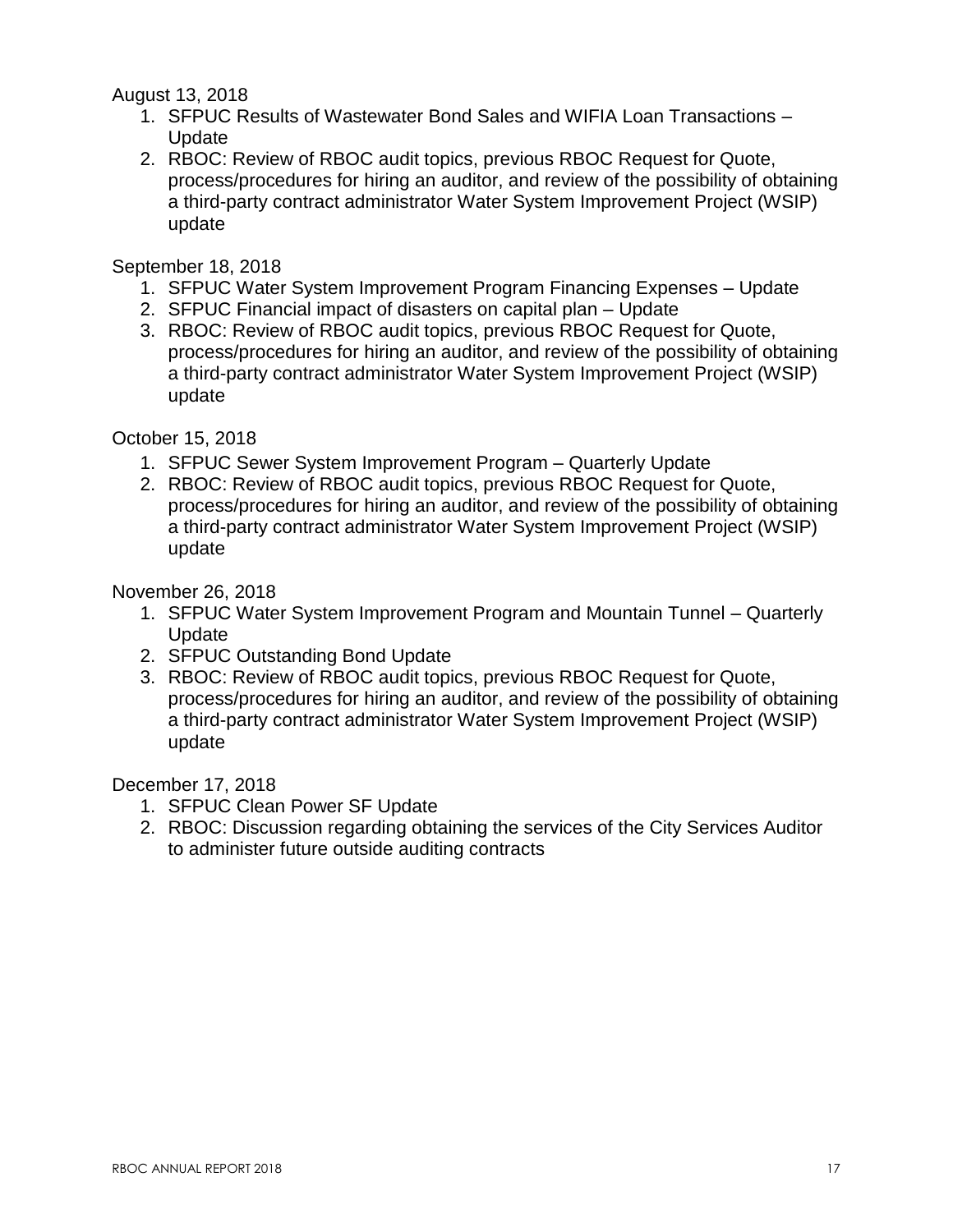August 13, 2018

1. SFPUC Results of Wastewater Bond Sales and WIFIA Loan Transactions – Update
2. RBOC: Review of RBOC audit topics, previous RBOC Request for Quote, process/procedures for hiring an auditor, and review of the possibility of obtaining a third-party contract administrator Water System Improvement Project (WSIP) update

September 18, 2018

1. SFPUC Water System Improvement Program Financing Expenses – Update
2. SFPUC Financial impact of disasters on capital plan – Update
3. RBOC: Review of RBOC audit topics, previous RBOC Request for Quote, process/procedures for hiring an auditor, and review of the possibility of obtaining a third-party contract administrator Water System Improvement Project (WSIP) update

October 15, 2018

1. SFPUC Sewer System Improvement Program – Quarterly Update
2. RBOC: Review of RBOC audit topics, previous RBOC Request for Quote, process/procedures for hiring an auditor, and review of the possibility of obtaining a third-party contract administrator Water System Improvement Project (WSIP) update

November 26, 2018

1. SFPUC Water System Improvement Program and Mountain Tunnel – Quarterly Update
2. SFPUC Outstanding Bond Update
3. RBOC: Review of RBOC audit topics, previous RBOC Request for Quote, process/procedures for hiring an auditor, and review of the possibility of obtaining a third-party contract administrator Water System Improvement Project (WSIP) update

December 17, 2018

1. SFPUC Clean Power SF Update
2. RBOC: Discussion regarding obtaining the services of the City Services Auditor to administer future outside auditing contracts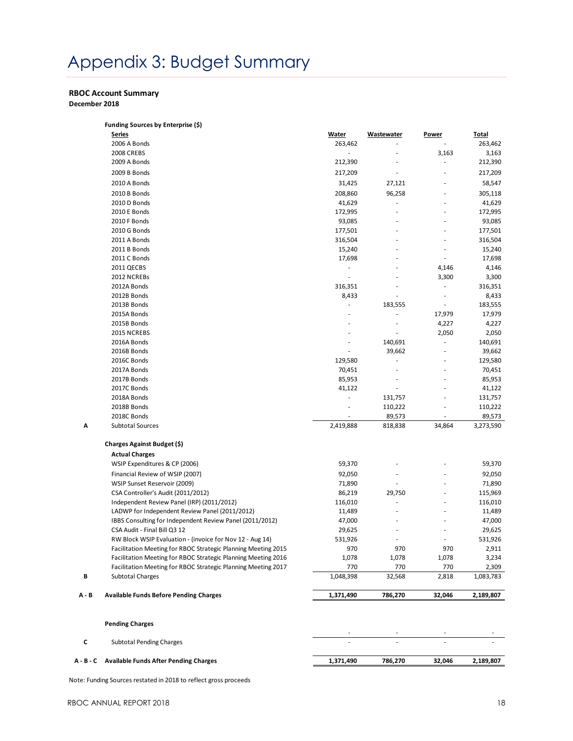# Appendix 3: Budget Summary

**RBOC Account Summary**
**December 2018**

| | Funding Sources by Enterprise ($) | | | | |
|---|---|---|---|---|---|
| | **Series** | **Water** | **Wastewater** | **Power** | **Total** |
| | 2006 A Bonds | 263,462 | - | - | 263,462 |
| | 2008 CREBS | - | - | 3,163 | 3,163 |
| | 2009 A Bonds | 212,390 | - | - | 212,390 |
| | 2009 B Bonds | 217,209 | - | - | 217,209 |
| | 2010 A Bonds | 31,425 | 27,121 | - | 58,547 |
| | 2010 B Bonds | 208,860 | 96,258 | - | 305,118 |
| | 2010 D Bonds | 41,629 | - | - | 41,629 |
| | 2010 E Bonds | 172,995 | - | - | 172,995 |
| | 2010 F Bonds | 93,085 | - | - | 93,085 |
| | 2010 G Bonds | 177,501 | - | - | 177,501 |
| | 2011 A Bonds | 316,504 | - | - | 316,504 |
| | 2011 B Bonds | 15,240 | - | - | 15,240 |
| | 2011 C Bonds | 17,698 | - | - | 17,698 |
| | 2011 QECBS | - | - | 4,146 | 4,146 |
| | 2012 NCREBs | - | - | 3,300 | 3,300 |
| | 2012A Bonds | 316,351 | - | - | 316,351 |
| | 2012B Bonds | 8,433 | - | - | 8,433 |
| | 2013B Bonds | - | 183,555 | - | 183,555 |
| | 2015A Bonds | - | - | 17,979 | 17,979 |
| | 2015B Bonds | - | - | 4,227 | 4,227 |
| | 2015 NCREBS | - | - | 2,050 | 2,050 |
| | 2016A Bonds | - | 140,691 | - | 140,691 |
| | 2016B Bonds | - | 39,662 | - | 39,662 |
| | 2016C Bonds | 129,580 | - | - | 129,580 |
| | 2017A Bonds | 70,451 | - | - | 70,451 |
| | 2017B Bonds | 85,953 | - | - | 85,953 |
| | 2017C Bonds | 41,122 | - | - | 41,122 |
| | 2018A Bonds | - | 131,757 | - | 131,757 |
| | 2018B Bonds | - | 110,222 | - | 110,222 |
| | 2018C Bonds | - | 89,573 | - | 89,573 |
| A | Subtotal Sources | 2,419,888 | 818,838 | 34,864 | 3,273,590 |
| | **Charges Against Budget ($)** | | | | |
| | **Actual Charges** | | | | |
| | WSIP Expenditures & CP (2006) | 59,370 | - | - | 59,370 |
| | Financial Review of WSIP (2007) | 92,050 | - | - | 92,050 |
| | WSIP Sunset Reservoir (2009) | 71,890 | - | - | 71,890 |
| | CSA Controller's Audit (2011/2012) | 86,219 | 29,750 | - | 115,969 |
| | Independent Review Panel (IRP) (2011/2012) | 116,010 | - | - | 116,010 |
| | LADWP for Independent Review Panel (2011/2012) | 11,489 | - | - | 11,489 |
| | IBBS Consulting for Independent Review Panel (2011/2012) | 47,000 | - | - | 47,000 |
| | CSA Audit - Final Bill Q3 12 | 29,625 | - | - | 29,625 |
| | RW Block WSIP Evaluation - (invoice for Nov 12 - Aug 14) | 531,926 | - | - | 531,926 |
| | Facilitation Meeting for RBOC Strategic Planning Meeting 2015 | 970 | 970 | 970 | 2,911 |
| | Facilitation Meeting for RBOC Strategic Planning Meeting 2016 | 1,078 | 1,078 | 1,078 | 3,234 |
| | Facilitation Meeting for RBOC Strategic Planning Meeting 2017 | 770 | 770 | 770 | 2,309 |
| B | Subtotal Charges | 1,048,398 | 32,568 | 2,818 | 1,083,783 |
| A - B | **Available Funds Before Pending Charges** | **1,371,490** | **786,270** | **32,046** | **2,189,807** |
| | **Pending Charges** | | | | |
| | | - | - | - | - |
| C | Subtotal Pending Charges | - | - | - | - |
| A - B - C | **Available Funds After Pending Charges** | **1,371,490** | **786,270** | **32,046** | **2,189,807** |

Note: Funding Sources restated in 2018 to reflect gross proceeds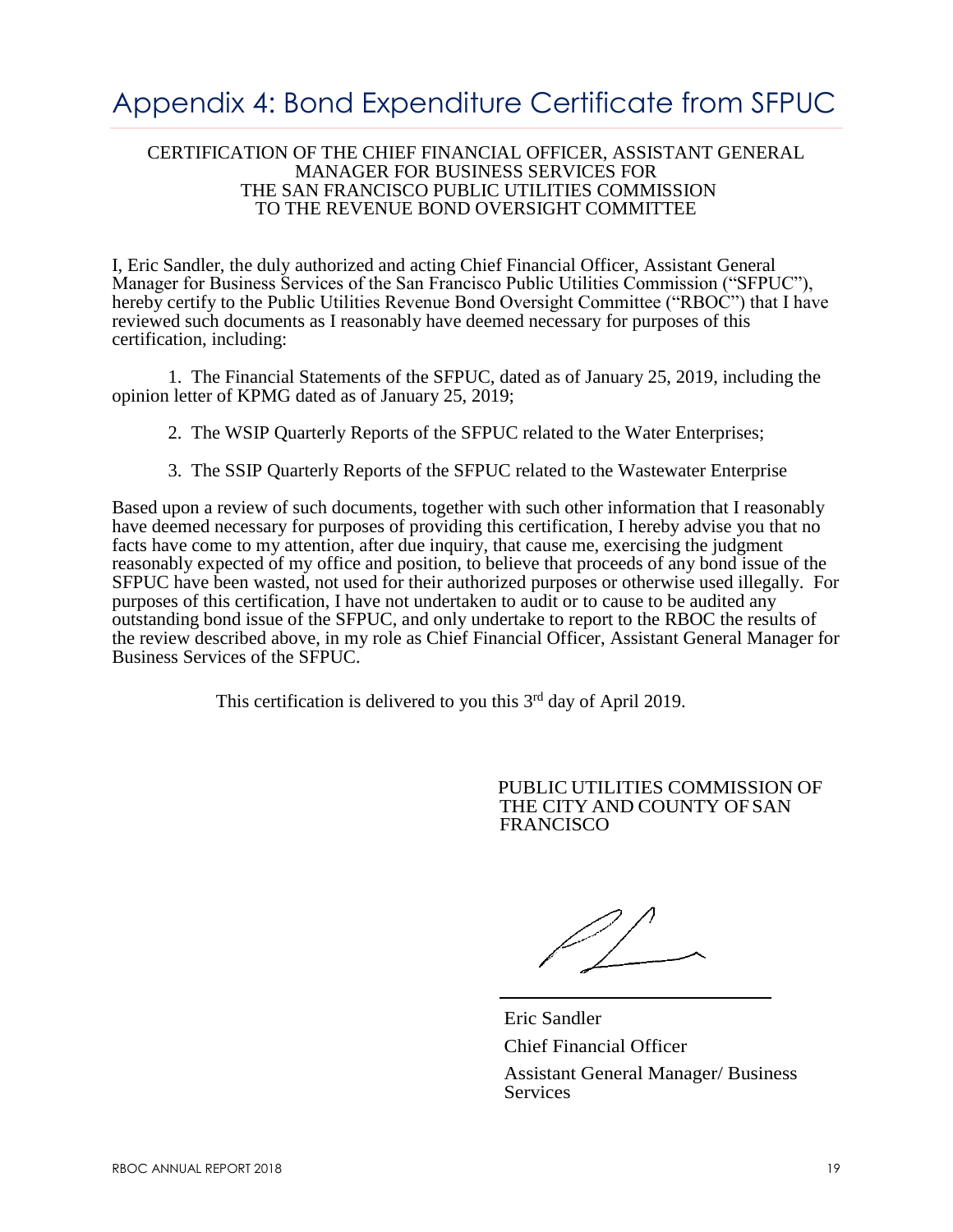# Appendix 4: Bond Expenditure Certificate from SFPUC

CERTIFICATION OF THE CHIEF FINANCIAL OFFICER, ASSISTANT GENERAL MANAGER FOR BUSINESS SERVICES FOR THE SAN FRANCISCO PUBLIC UTILITIES COMMISSION TO THE REVENUE BOND OVERSIGHT COMMITTEE

I, Eric Sandler, the duly authorized and acting Chief Financial Officer, Assistant General Manager for Business Services of the San Francisco Public Utilities Commission ("SFPUC"), hereby certify to the Public Utilities Revenue Bond Oversight Committee ("RBOC") that I have reviewed such documents as I reasonably have deemed necessary for purposes of this certification, including:

1. The Financial Statements of the SFPUC, dated as of January 25, 2019, including the opinion letter of KPMG dated as of January 25, 2019;
2. The WSIP Quarterly Reports of the SFPUC related to the Water Enterprises;
3. The SSIP Quarterly Reports of the SFPUC related to the Wastewater Enterprise

Based upon a review of such documents, together with such other information that I reasonably have deemed necessary for purposes of providing this certification, I hereby advise you that no facts have come to my attention, after due inquiry, that cause me, exercising the judgment reasonably expected of my office and position, to believe that proceeds of any bond issue of the SFPUC have been wasted, not used for their authorized purposes or otherwise used illegally. For purposes of this certification, I have not undertaken to audit or to cause to be audited any outstanding bond issue of the SFPUC, and only undertake to report to the RBOC the results of the review described above, in my role as Chief Financial Officer, Assistant General Manager for Business Services of the SFPUC.

This certification is delivered to you this 3rd day of April 2019.

PUBLIC UTILITIES COMMISSION OF THE CITY AND COUNTY OF SAN FRANCISCO

Eric Sandler
Chief Financial Officer
Assistant General Manager/ Business Services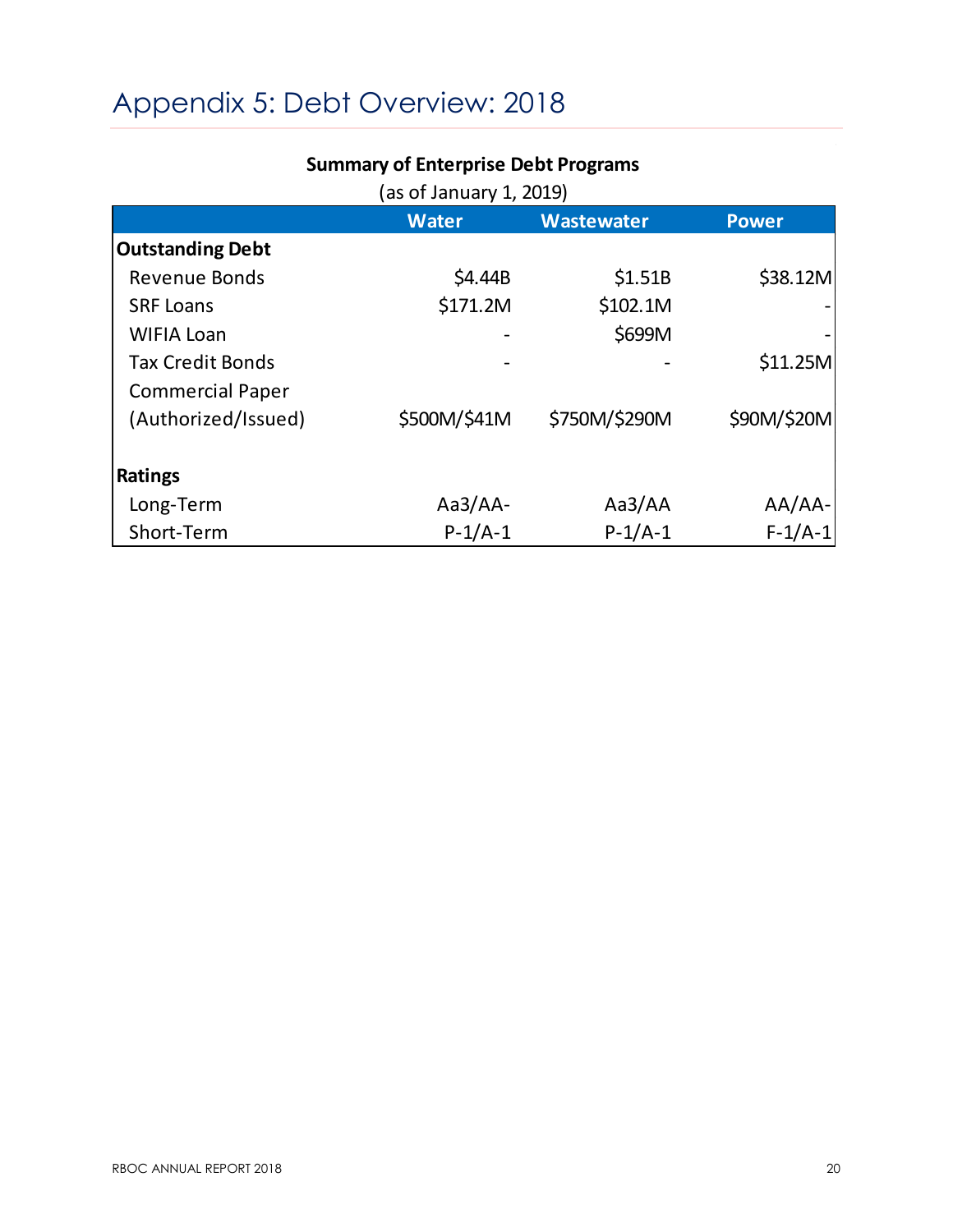# Appendix 5: Debt Overview: 2018

**Summary of Enterprise Debt Programs**

(as of January 1, 2019)

| | Water | Wastewater | Power |
|---|---|---|---|
| **Outstanding Debt** | | | |
| Revenue Bonds | $4.44B | $1.51B | $38.12M |
| SRF Loans | $171.2M | $102.1M | - |
| WIFIA Loan | - | $699M | - |
| Tax Credit Bonds | - | - | $11.25M |
| Commercial Paper (Authorized/Issued) | $500M/$41M | $750M/$290M | $90M/$20M |
| **Ratings** | | | |
| Long-Term | Aa3/AA- | Aa3/AA | AA/AA- |
| Short-Term | P-1/A-1 | P-1/A-1 | F-1/A-1 |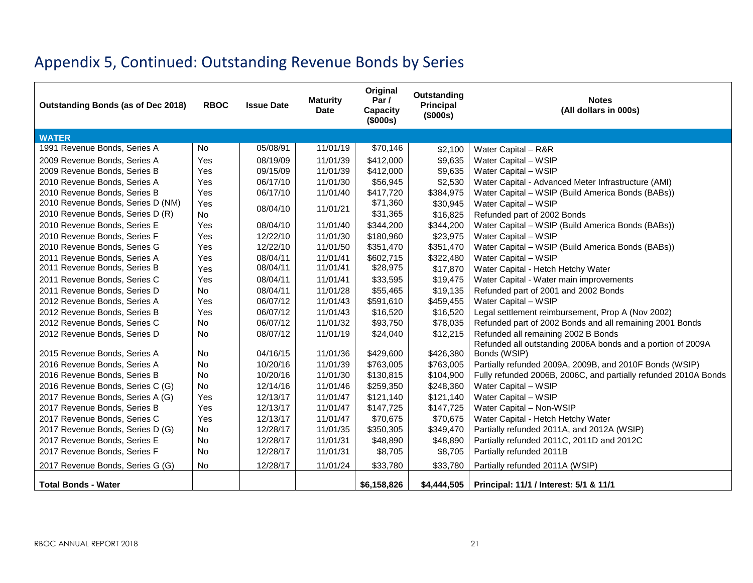# Appendix 5, Continued: Outstanding Revenue Bonds by Series

| Outstanding Bonds (as of Dec 2018) | RBOC | Issue Date | Maturity Date | Original Par / Capacity ($000s) | Outstanding Principal ($000s) | Notes (All dollars in 000s) |
|---|---|---|---|---|---|---|
| **WATER** | | | | | | |
| 1991 Revenue Bonds, Series A | No | 05/08/91 | 11/01/19 | $70,146 | $2,100 | Water Capital – R&R |
| 2009 Revenue Bonds, Series A | Yes | 08/19/09 | 11/01/39 | $412,000 | $9,635 | Water Capital – WSIP |
| 2009 Revenue Bonds, Series B | Yes | 09/15/09 | 11/01/39 | $412,000 | $9,635 | Water Capital – WSIP |
| 2010 Revenue Bonds, Series A | Yes | 06/17/10 | 11/01/30 | $56,945 | $2,530 | Water Capital - Advanced Meter Infrastructure (AMI) |
| 2010 Revenue Bonds, Series B | Yes | 06/17/10 | 11/01/40 | $417,720 | $384,975 | Water Capital – WSIP (Build America Bonds (BABs)) |
| 2010 Revenue Bonds, Series D (NM) | Yes | 08/04/10 | 11/01/21 | $71,360 | $30,945 | Water Capital – WSIP |
| 2010 Revenue Bonds, Series D (R) | No | | | $31,365 | $16,825 | Refunded part of 2002 Bonds |
| 2010 Revenue Bonds, Series E | Yes | 08/04/10 | 11/01/40 | $344,200 | $344,200 | Water Capital – WSIP (Build America Bonds (BABs)) |
| 2010 Revenue Bonds, Series F | Yes | 12/22/10 | 11/01/30 | $180,960 | $23,975 | Water Capital – WSIP |
| 2010 Revenue Bonds, Series G | Yes | 12/22/10 | 11/01/50 | $351,470 | $351,470 | Water Capital – WSIP (Build America Bonds (BABs)) |
| 2011 Revenue Bonds, Series A | Yes | 08/04/11 | 11/01/41 | $602,715 | $322,480 | Water Capital – WSIP |
| 2011 Revenue Bonds, Series B | Yes | 08/04/11 | 11/01/41 | $28,975 | $17,870 | Water Capital - Hetch Hetchy Water |
| 2011 Revenue Bonds, Series C | Yes | 08/04/11 | 11/01/41 | $33,595 | $19,475 | Water Capital - Water main improvements |
| 2011 Revenue Bonds, Series D | No | 08/04/11 | 11/01/28 | $55,465 | $19,135 | Refunded part of 2001 and 2002 Bonds |
| 2012 Revenue Bonds, Series A | Yes | 06/07/12 | 11/01/43 | $591,610 | $459,455 | Water Capital – WSIP |
| 2012 Revenue Bonds, Series B | Yes | 06/07/12 | 11/01/43 | $16,520 | $16,520 | Legal settlement reimbursement, Prop A (Nov 2002) |
| 2012 Revenue Bonds, Series C | No | 06/07/12 | 11/01/32 | $93,750 | $78,035 | Refunded part of 2002 Bonds and all remaining 2001 Bonds |
| 2012 Revenue Bonds, Series D | No | 08/07/12 | 11/01/19 | $24,040 | $12,215 | Refunded all remaining 2002 B Bonds |
| 2015 Revenue Bonds, Series A | No | 04/16/15 | 11/01/36 | $429,600 | $426,380 | Refunded all outstanding 2006A bonds and a portion of 2009A Bonds (WSIP) |
| 2016 Revenue Bonds, Series A | No | 10/20/16 | 11/01/39 | $763,005 | $763,005 | Partially refunded 2009A, 2009B, and 2010F Bonds (WSIP) |
| 2016 Revenue Bonds, Series B | No | 10/20/16 | 11/01/30 | $130,815 | $104,900 | Fully refunded 2006B, 2006C, and partially refunded 2010A Bonds |
| 2016 Revenue Bonds, Series C (G) | No | 12/14/16 | 11/01/46 | $259,350 | $248,360 | Water Capital – WSIP |
| 2017 Revenue Bonds, Series A (G) | Yes | 12/13/17 | 11/01/47 | $121,140 | $121,140 | Water Capital – WSIP |
| 2017 Revenue Bonds, Series B | Yes | 12/13/17 | 11/01/47 | $147,725 | $147,725 | Water Capital – Non-WSIP |
| 2017 Revenue Bonds, Series C | Yes | 12/13/17 | 11/01/47 | $70,675 | $70,675 | Water Capital - Hetch Hetchy Water |
| 2017 Revenue Bonds, Series D (G) | No | 12/28/17 | 11/01/35 | $350,305 | $349,470 | Partially refunded 2011A, and 2012A (WSIP) |
| 2017 Revenue Bonds, Series E | No | 12/28/17 | 11/01/31 | $48,890 | $48,890 | Partially refunded 2011C, 2011D and 2012C |
| 2017 Revenue Bonds, Series F | No | 12/28/17 | 11/01/31 | $8,705 | $8,705 | Partially refunded 2011B |
| 2017 Revenue Bonds, Series G (G) | No | 12/28/17 | 11/01/24 | $33,780 | $33,780 | Partially refunded 2011A (WSIP) |
| **Total Bonds - Water** | | | | **$6,158,826** | **$4,444,505** | **Principal: 11/1 / Interest: 5/1 & 11/1** |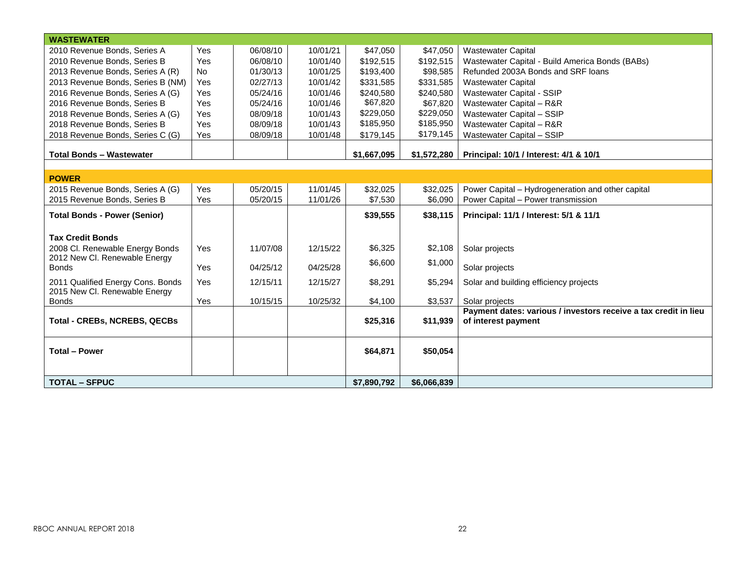| WASTEWATER | | | | | | |
|---|---|---|---|---|---|---|
| 2010 Revenue Bonds, Series A | Yes | 06/08/10 | 10/01/21 | $47,050 | $47,050 | Wastewater Capital |
| 2010 Revenue Bonds, Series B | Yes | 06/08/10 | 10/01/40 | $192,515 | $192,515 | Wastewater Capital - Build America Bonds (BABs) |
| 2013 Revenue Bonds, Series A (R) | No | 01/30/13 | 10/01/25 | $193,400 | $98,585 | Refunded 2003A Bonds and SRF loans |
| 2013 Revenue Bonds, Series B (NM) | Yes | 02/27/13 | 10/01/42 | $331,585 | $331,585 | Wastewater Capital |
| 2016 Revenue Bonds, Series A (G) | Yes | 05/24/16 | 10/01/46 | $240,580 | $240,580 | Wastewater Capital - SSIP |
| 2016 Revenue Bonds, Series B | Yes | 05/24/16 | 10/01/46 | $67,820 | $67,820 | Wastewater Capital – R&R |
| 2018 Revenue Bonds, Series A (G) | Yes | 08/09/18 | 10/01/43 | $229,050 | $229,050 | Wastewater Capital – SSIP |
| 2018 Revenue Bonds, Series B | Yes | 08/09/18 | 10/01/43 | $185,950 | $185,950 | Wastewater Capital – R&R |
| 2018 Revenue Bonds, Series C (G) | Yes | 08/09/18 | 10/01/48 | $179,145 | $179,145 | Wastewater Capital – SSIP |
| **Total Bonds – Wastewater** | | | | **$1,667,095** | **$1,572,280** | **Principal: 10/1 / Interest: 4/1 & 10/1** |
| **POWER** | | | | | | |
| 2015 Revenue Bonds, Series A (G) | Yes | 05/20/15 | 11/01/45 | $32,025 | $32,025 | Power Capital – Hydrogeneration and other capital |
| 2015 Revenue Bonds, Series B | Yes | 05/20/15 | 11/01/26 | $7,530 | $6,090 | Power Capital – Power transmission |
| **Total Bonds - Power (Senior)** | | | | **$39,555** | **$38,115** | **Principal: 11/1 / Interest: 5/1 & 11/1** |
| **Tax Credit Bonds** | | | | | | |
| 2008 Cl. Renewable Energy Bonds | Yes | 11/07/08 | 12/15/22 | $6,325 | $2,108 | Solar projects |
| 2012 New Cl. Renewable Energy Bonds | Yes | 04/25/12 | 04/25/28 | $6,600 | $1,000 | Solar projects |
| 2011 Qualified Energy Cons. Bonds | Yes | 12/15/11 | 12/15/27 | $8,291 | $5,294 | Solar and building efficiency projects |
| 2015 New Cl. Renewable Energy Bonds | Yes | 10/15/15 | 10/25/32 | $4,100 | $3,537 | Solar projects |
| **Total - CREBs, NCREBS, QECBs** | | | | **$25,316** | **$11,939** | **Payment dates: various / investors receive a tax credit in lieu of interest payment** |
| **Total – Power** | | | | **$64,871** | **$50,054** | |
| **TOTAL – SFPUC** | | | | **$7,890,792** | **$6,066,839** | |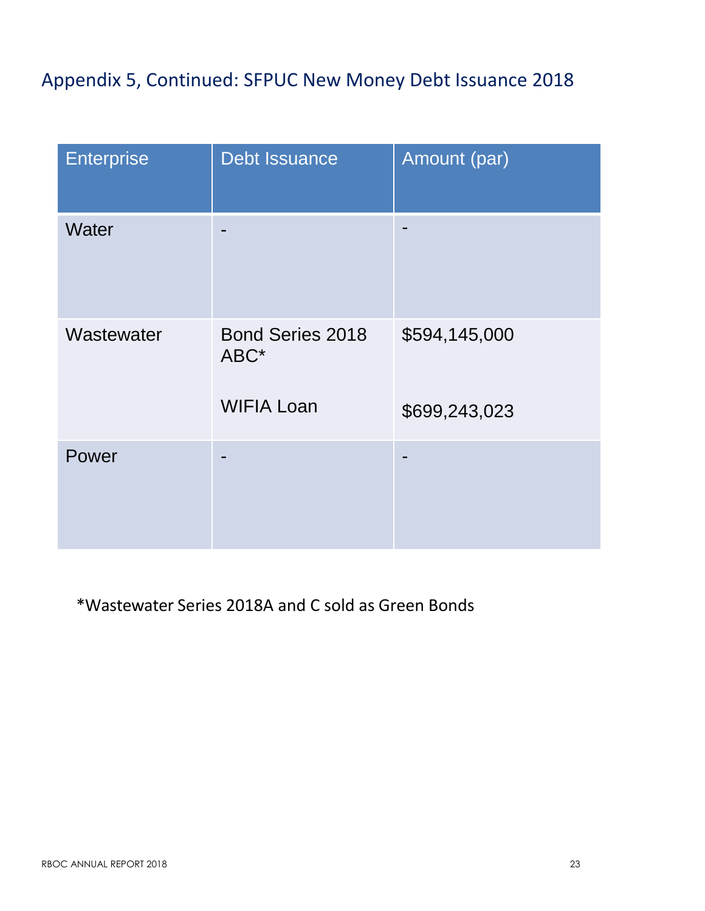## Appendix 5, Continued: SFPUC New Money Debt Issuance 2018

| Enterprise | Debt Issuance | Amount (par) |
|---|---|---|
| Water | - | - |
| Wastewater | Bond Series 2018 ABC*<br><br>WIFIA Loan | $594,145,000<br><br>$699,243,023 |
| Power | - | - |

*Wastewater Series 2018A and C sold as Green Bonds